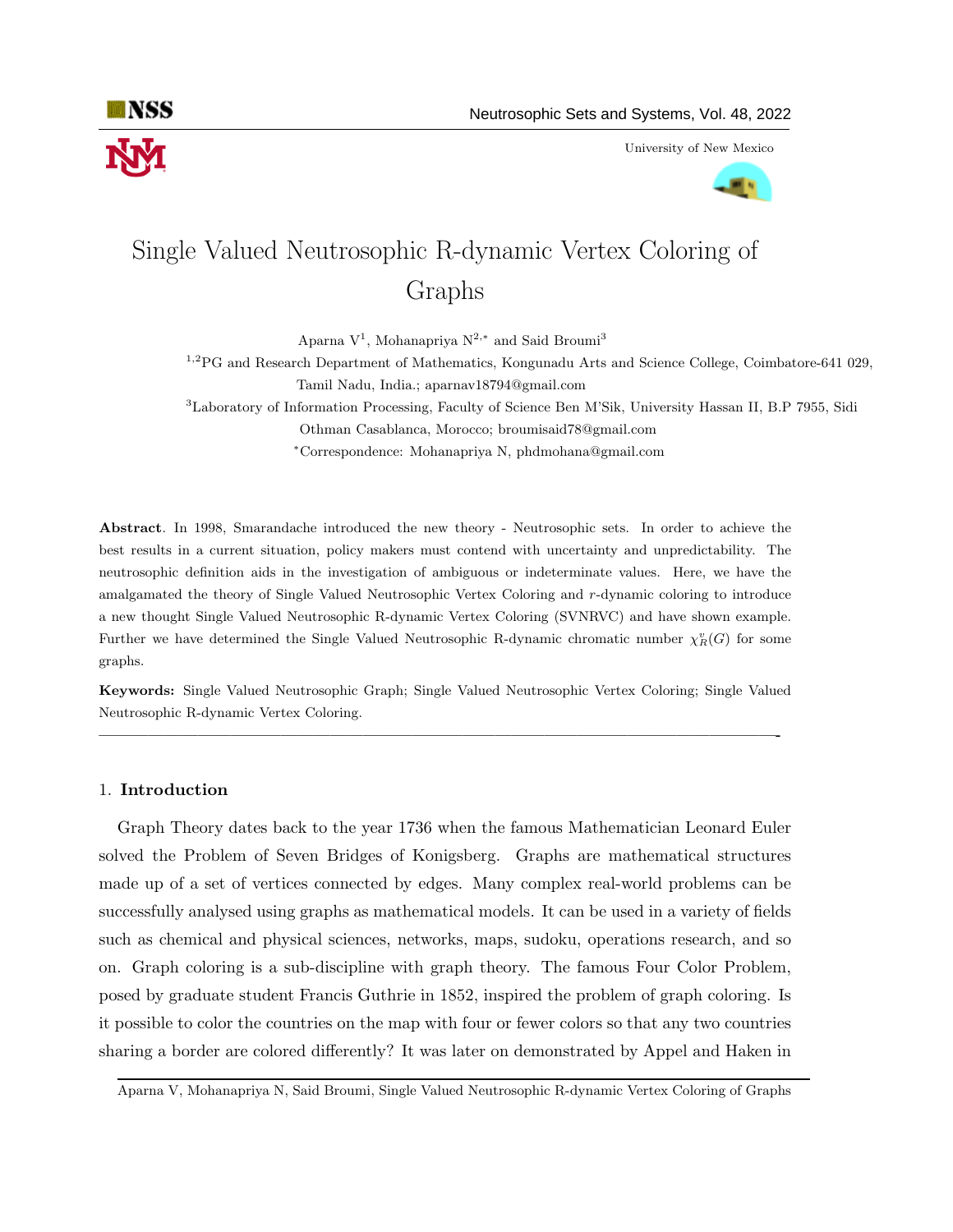# Single Valued Neutrosophic R-dynamic Vertex Coloring of Graphs

Aparna V[1], Mohanapriya N[2,*] and Said Broumi[3]

[1,2]PG and Research Department of Mathematics, Kongunadu Arts and Science College, Coimbatore-641 029, Tamil Nadu, India.; aparnav18794@gmail.com

[3]Laboratory of Information Processing, Faculty of Science Ben M'Sik, University Hassan II, B.P 7955, Sidi Othman Casablanca, Morocco; broumisaid78@gmail.com

[*]Correspondence: Mohanapriya N, phdmohana@gmail.com

**Abstract**. In 1998, Smarandache introduced the new theory - Neutrosophic sets. In order to achieve the best results in a current situation, policy makers must contend with uncertainty and unpredictability. The neutrosophic definition aids in the investigation of ambiguous or indeterminate values. Here, we have the amalgamated the theory of Single Valued Neutrosophic Vertex Coloring and $r$-dynamic coloring to introduce a new thought Single Valued Neutrosophic R-dynamic Vertex Coloring (SVNRVC) and have shown example. Further we have determined the Single Valued Neutrosophic R-dynamic chromatic number $\chi_R^v(G)$ for some graphs.

**Keywords:** Single Valued Neutrosophic Graph; Single Valued Neutrosophic Vertex Coloring; Single Valued Neutrosophic R-dynamic Vertex Coloring.

---

## 1. Introduction

Graph Theory dates back to the year 1736 when the famous Mathematician Leonard Euler solved the Problem of Seven Bridges of Konigsberg. Graphs are mathematical structures made up of a set of vertices connected by edges. Many complex real-world problems can be successfully analysed using graphs as mathematical models. It can be used in a variety of fields such as chemical and physical sciences, networks, maps, sudoku, operations research, and so on. Graph coloring is a sub-discipline with graph theory. The famous Four Color Problem, posed by graduate student Francis Guthrie in 1852, inspired the problem of graph coloring. Is it possible to color the countries on the map with four or fewer colors so that any two countries sharing a border are colored differently? It was later on demonstrated by Appel and Haken in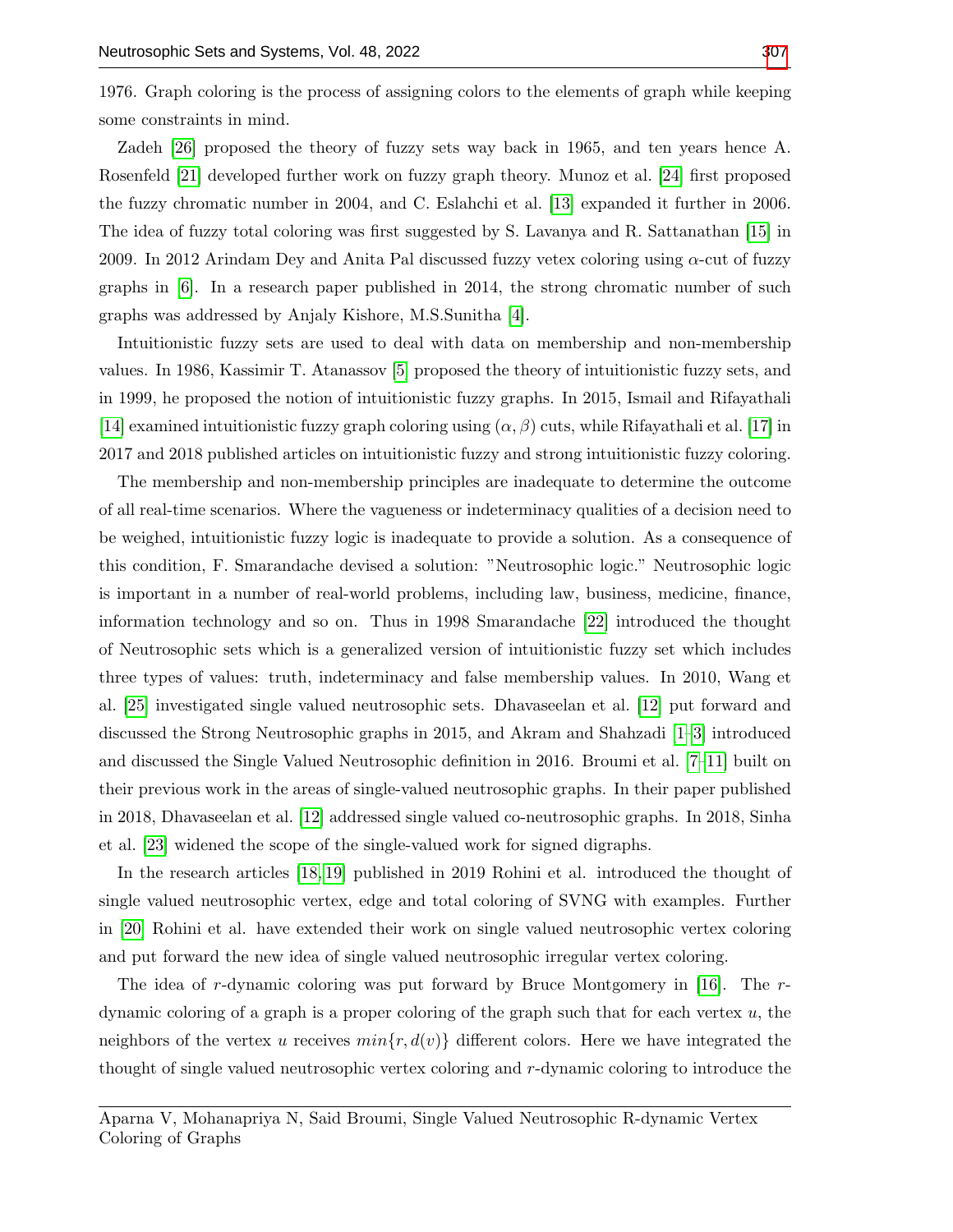1976. Graph coloring is the process of assigning colors to the elements of graph while keeping some constraints in mind.

Zadeh [26] proposed the theory of fuzzy sets way back in 1965, and ten years hence A. Rosenfeld [21] developed further work on fuzzy graph theory. Munoz et al. [24] first proposed the fuzzy chromatic number in 2004, and C. Eslahchi et al. [13] expanded it further in 2006. The idea of fuzzy total coloring was first suggested by S. Lavanya and R. Sattanathan [15] in 2009. In 2012 Arindam Dey and Anita Pal discussed fuzzy vetex coloring using $\alpha$-cut of fuzzy graphs in [6]. In a research paper published in 2014, the strong chromatic number of such graphs was addressed by Anjaly Kishore, M.S.Sunitha [4].

Intuitionistic fuzzy sets are used to deal with data on membership and non-membership values. In 1986, Kassimir T. Atanassov [5] proposed the theory of intuitionistic fuzzy sets, and in 1999, he proposed the notion of intuitionistic fuzzy graphs. In 2015, Ismail and Rifayathali [14] examined intuitionistic fuzzy graph coloring using $(\alpha, \beta)$ cuts, while Rifayathali et al. [17] in 2017 and 2018 published articles on intuitionistic fuzzy and strong intuitionistic fuzzy coloring.

The membership and non-membership principles are inadequate to determine the outcome of all real-time scenarios. Where the vagueness or indeterminacy qualities of a decision need to be weighed, intuitionistic fuzzy logic is inadequate to provide a solution. As a consequence of this condition, F. Smarandache devised a solution: "Neutrosophic logic." Neutrosophic logic is important in a number of real-world problems, including law, business, medicine, finance, information technology and so on. Thus in 1998 Smarandache [22] introduced the thought of Neutrosophic sets which is a generalized version of intuitionistic fuzzy set which includes three types of values: truth, indeterminacy and false membership values. In 2010, Wang et al. [25] investigated single valued neutrosophic sets. Dhavaseelan et al. [12] put forward and discussed the Strong Neutrosophic graphs in 2015, and Akram and Shahzadi [1–3] introduced and discussed the Single Valued Neutrosophic definition in 2016. Broumi et al. [7–11] built on their previous work in the areas of single-valued neutrosophic graphs. In their paper published in 2018, Dhavaseelan et al. [12] addressed single valued co-neutrosophic graphs. In 2018, Sinha et al. [23] widened the scope of the single-valued work for signed digraphs.

In the research articles [18, 19] published in 2019 Rohini et al. introduced the thought of single valued neutrosophic vertex, edge and total coloring of SVNG with examples. Further in [20] Rohini et al. have extended their work on single valued neutrosophic vertex coloring and put forward the new idea of single valued neutrosophic irregular vertex coloring.

The idea of $r$-dynamic coloring was put forward by Bruce Montgomery in [16]. The $r$-dynamic coloring of a graph is a proper coloring of the graph such that for each vertex $u$, the neighbors of the vertex $u$ receives $min\{r, d(v)\}$ different colors. Here we have integrated the thought of single valued neutrosophic vertex coloring and $r$-dynamic coloring to introduce the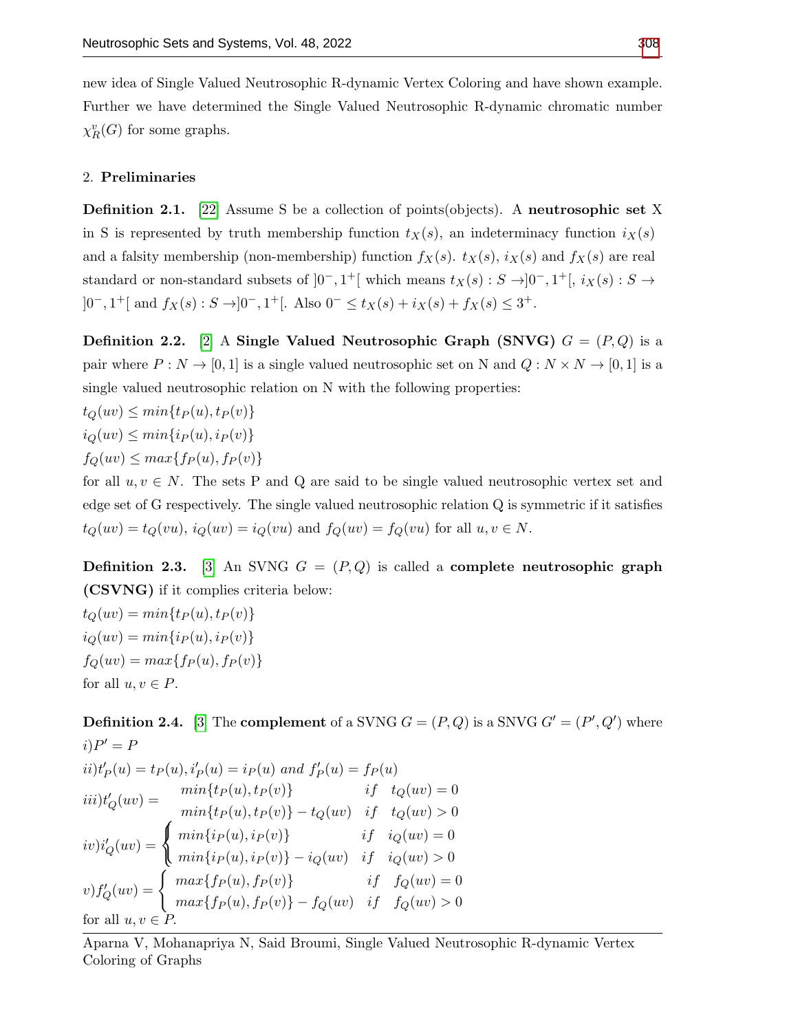new idea of Single Valued Neutrosophic R-dynamic Vertex Coloring and have shown example. Further we have determined the Single Valued Neutrosophic R-dynamic chromatic number $\chi_R^v(G)$ for some graphs.

## 2. Preliminaries

**Definition 2.1.** [22] Assume S be a collection of points(objects). A **neutrosophic set** X in S is represented by truth membership function $t_X(s)$, an indeterminacy function $i_X(s)$ and a falsity membership (non-membership) function $f_X(s)$. $t_X(s)$, $i_X(s)$ and $f_X(s)$ are real standard or non-standard subsets of $]0^-, 1^+[$ which means $t_X(s) : S \to ]0^-, 1^+[$, $i_X(s) : S \to ]0^-, 1^+[$ and $f_X(s) : S \to ]0^-, 1^+[$. Also $0^- \leq t_X(s) + i_X(s) + f_X(s) \leq 3^+$.

**Definition 2.2.** [2] A **Single Valued Neutrosophic Graph (SNVG)** $G = (P, Q)$ is a pair where $P : N \to [0, 1]$ is a single valued neutrosophic set on N and $Q : N \times N \to [0, 1]$ is a single valued neutrosophic relation on N with the following properties:

$t_Q(uv) \leq min\{t_P(u), t_P(v)\}$

$i_Q(uv) \leq min\{i_P(u), i_P(v)\}$

$f_Q(uv) \leq max\{f_P(u), f_P(v)\}$

for all $u, v \in N$. The sets P and Q are said to be single valued neutrosophic vertex set and edge set of G respectively. The single valued neutrosophic relation Q is symmetric if it satisfies $t_Q(uv) = t_Q(vu)$, $i_Q(uv) = i_Q(vu)$ and $f_Q(uv) = f_Q(vu)$ for all $u, v \in N$.

**Definition 2.3.** [3] An SVNG $G = (P, Q)$ is called a **complete neutrosophic graph (CSVNG)** if it complies criteria below:

$t_Q(uv) = min\{t_P(u), t_P(v)\}$

$i_Q(uv) = min\{i_P(u), i_P(v)\}$

$f_Q(uv) = max\{f_P(u), f_P(v)\}$

for all $u, v \in P$.

**Definition 2.4.** [3] The **complement** of a SVNG $G = (P, Q)$ is a SNVG $G' = (P', Q')$ where

$i) P' = P$

$ii) t'_P(u) = t_P(u), i'_P(u) = i_P(u) \text{ and } f'_P(u) = f_P(u)$

$$iii) t'_Q(uv) = \begin{cases} min\{t_P(u), t_P(v)\} & if \quad t_Q(uv) = 0 \\ min\{t_P(u), t_P(v)\} - t_Q(uv) & if \quad t_Q(uv) > 0 \end{cases}$$

$$iv) i'_Q(uv) = \begin{cases} min\{i_P(u), i_P(v)\} & if \quad i_Q(uv) = 0 \\ min\{i_P(u), i_P(v)\} - i_Q(uv) & if \quad i_Q(uv) > 0 \end{cases}$$

$$v) f'_Q(uv) = \begin{cases} max\{f_P(u), f_P(v)\} & if \quad f_Q(uv) = 0 \\ max\{f_P(u), f_P(v)\} - f_Q(uv) & if \quad f_Q(uv) > 0 \end{cases}$$

for all $u, v \in P$.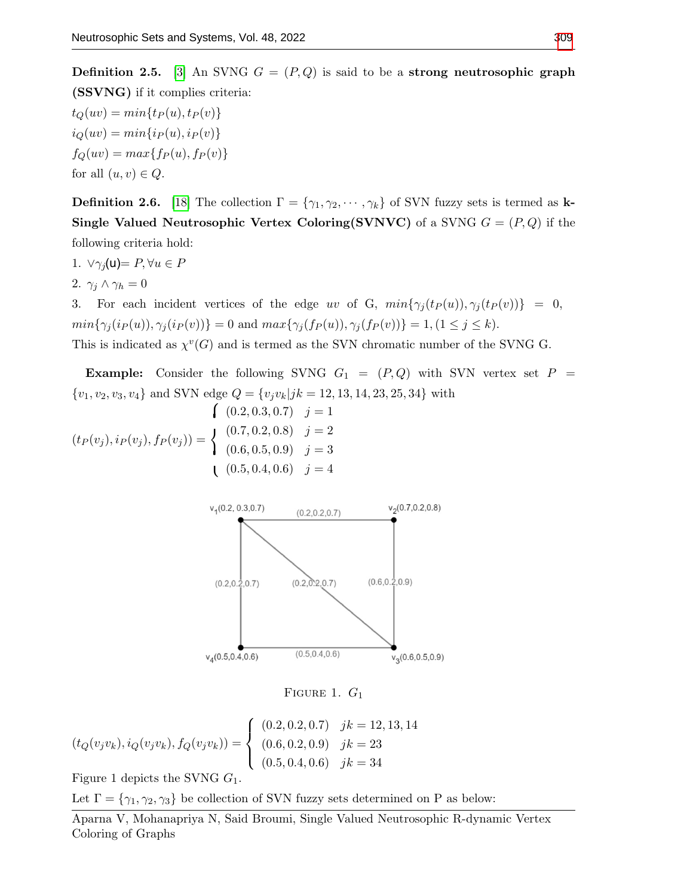**Definition 2.5.** [3] An SVNG $G = (P, Q)$ is said to be a **strong neutrosophic graph (SSVNG)** if it complies criteria:

$t_Q(uv) = min\{t_P(u), t_P(v)\}$

$i_Q(uv) = min\{i_P(u), i_P(v)\}$

$f_Q(uv) = max\{f_P(u), f_P(v)\}$

for all $(u, v) \in Q$.

**Definition 2.6.** [18] The collection $\Gamma = \{\gamma_1, \gamma_2, \cdots, \gamma_k\}$ of SVN fuzzy sets is termed as **k-Single Valued Neutrosophic Vertex Coloring(SVNVC)** of a SVNG $G = (P, Q)$ if the following criteria hold:

1. $\vee\gamma_j(u) = P, \forall u \in P$
2. $\gamma_j \wedge \gamma_h = 0$
3. For each incident vertices of the edge $uv$ of G, $min\{\gamma_j(t_P(u)), \gamma_j(t_P(v))\} = 0$, $min\{\gamma_j(i_P(u)), \gamma_j(i_P(v))\} = 0$ and $max\{\gamma_j(f_P(u)), \gamma_j(f_P(v))\} = 1, (1 \leq j \leq k)$.

This is indicated as $\chi^v(G)$ and is termed as the SVN chromatic number of the SVNG G.

**Example:** Consider the following SVNG $G_1 = (P, Q)$ with SVN vertex set $P = \{v_1, v_2, v_3, v_4\}$ and SVN edge $Q = \{v_j v_k | jk = 12, 13, 14, 23, 25, 34\}$ with

$$(t_P(v_j), i_P(v_j), f_P(v_j)) = \begin{cases} (0.2, 0.3, 0.7) & j = 1 \\ (0.7, 0.2, 0.8) & j = 2 \\ (0.6, 0.5, 0.9) & j = 3 \\ (0.5, 0.4, 0.6) & j = 4 \end{cases}$$

FIGURE 1. $G_1$

$$(t_Q(v_j v_k), i_Q(v_j v_k), f_Q(v_j v_k)) = \begin{cases} (0.2, 0.2, 0.7) & jk = 12, 13, 14 \\ (0.6, 0.2, 0.9) & jk = 23 \\ (0.5, 0.4, 0.6) & jk = 34 \end{cases}$$

Figure 1 depicts the SVNG $G_1$.

Let $\Gamma = \{\gamma_1, \gamma_2, \gamma_3\}$ be collection of SVN fuzzy sets determined on P as below: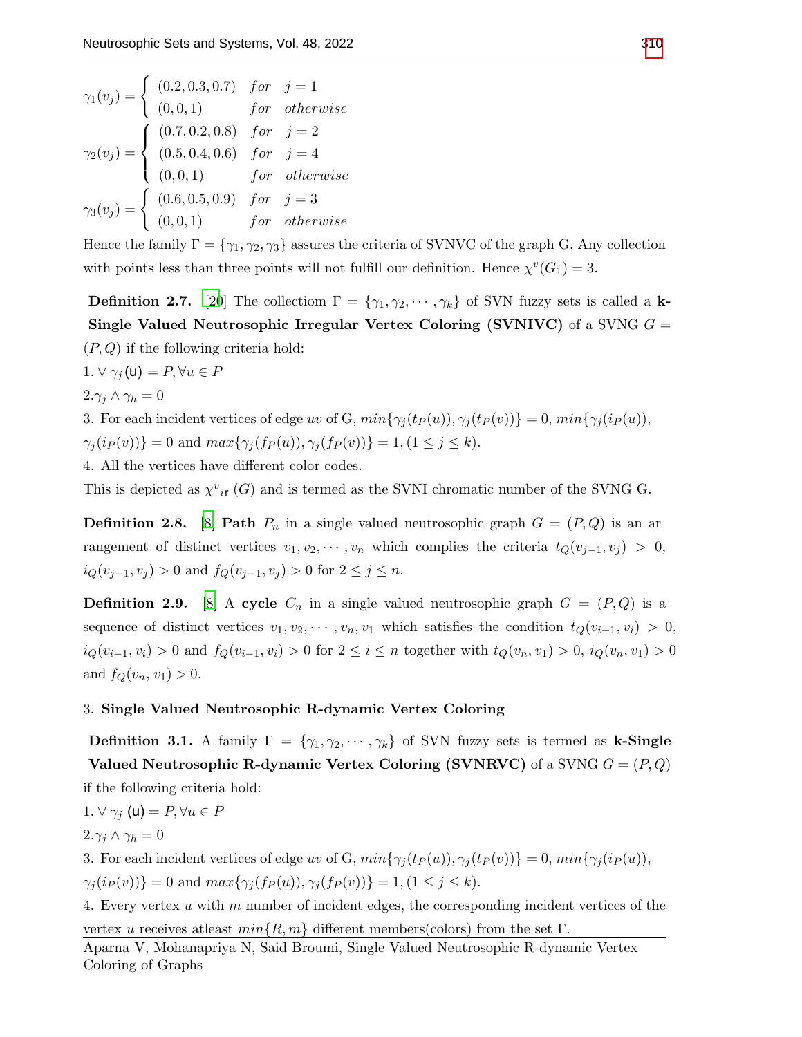$$\gamma_1(v_j) = \begin{cases} (0.2, 0.3, 0.7) & for \quad j = 1 \\ (0, 0, 1) & for \quad otherwise \end{cases}$$

$$\gamma_2(v_j) = \begin{cases} (0.7, 0.2, 0.8) & for \quad j = 2 \\ (0.5, 0.4, 0.6) & for \quad j = 4 \\ (0, 0, 1) & for \quad otherwise \end{cases}$$

$$\gamma_3(v_j) = \begin{cases} (0.6, 0.5, 0.9) & for \quad j = 3 \\ (0, 0, 1) & for \quad otherwise \end{cases}$$

Hence the family $\Gamma = \{\gamma_1, \gamma_2, \gamma_3\}$ assures the criteria of SVNVC of the graph G. Any collection with points less than three points will not fulfill our definition. Hence $\chi^v(G_1) = 3$.

**Definition 2.7.** [20] The collection $\Gamma = \{\gamma_1, \gamma_2, \cdots, \gamma_k\}$ of SVN fuzzy sets is called a **k-Single Valued Neutrosophic Irregular Vertex Coloring (SVNIVC)** of a SVNG $G = (P, Q)$ if the following criteria hold:

1. $\vee \gamma_j(\mathsf{u}) = P, \forall u \in P$

2. $\gamma_j \wedge \gamma_h = 0$

3. For each incident vertices of edge $uv$ of G, $min\{\gamma_j(t_P(u)), \gamma_j(t_P(v))\} = 0$, $min\{\gamma_j(i_P(u)), \gamma_j(i_P(v))\} = 0$ and $max\{\gamma_j(f_P(u)), \gamma_j(f_P(v))\} = 1, (1 \leq j \leq k)$.

4. All the vertices have different color codes.

This is depicted as $\chi^v{}_{ir}(G)$ and is termed as the SVNI chromatic number of the SVNG G.

**Definition 2.8.** [8] **Path** $P_n$ in a single valued neutrosophic graph $G = (P, Q)$ is an arrangement of distinct vertices $v_1, v_2, \cdots, v_n$ which complies the criteria $t_Q(v_{j-1}, v_j) > 0$, $i_Q(v_{j-1}, v_j) > 0$ and $f_Q(v_{j-1}, v_j) > 0$ for $2 \leq j \leq n$.

**Definition 2.9.** [8] A **cycle** $C_n$ in a single valued neutrosophic graph $G = (P, Q)$ is a sequence of distinct vertices $v_1, v_2, \cdots, v_n, v_1$ which satisfies the condition $t_Q(v_{i-1}, v_i) > 0$, $i_Q(v_{i-1}, v_i) > 0$ and $f_Q(v_{i-1}, v_i) > 0$ for $2 \leq i \leq n$ together with $t_Q(v_n, v_1) > 0$, $i_Q(v_n, v_1) > 0$ and $f_Q(v_n, v_1) > 0$.

## 3. Single Valued Neutrosophic R-dynamic Vertex Coloring

**Definition 3.1.** A family $\Gamma = \{\gamma_1, \gamma_2, \cdots, \gamma_k\}$ of SVN fuzzy sets is termed as **k-Single Valued Neutrosophic R-dynamic Vertex Coloring (SVNRVC)** of a SVNG $G = (P, Q)$ if the following criteria hold:

1. $\vee \gamma_j(\mathsf{u}) = P, \forall u \in P$

2. $\gamma_j \wedge \gamma_h = 0$

3. For each incident vertices of edge $uv$ of G, $min\{\gamma_j(t_P(u)), \gamma_j(t_P(v))\} = 0$, $min\{\gamma_j(i_P(u)), \gamma_j(i_P(v))\} = 0$ and $max\{\gamma_j(f_P(u)), \gamma_j(f_P(v))\} = 1, (1 \leq j \leq k)$.

4. Every vertex $u$ with $m$ number of incident edges, the corresponding incident vertices of the vertex $u$ receives atleast $min\{R, m\}$ different members(colors) from the set $\Gamma$.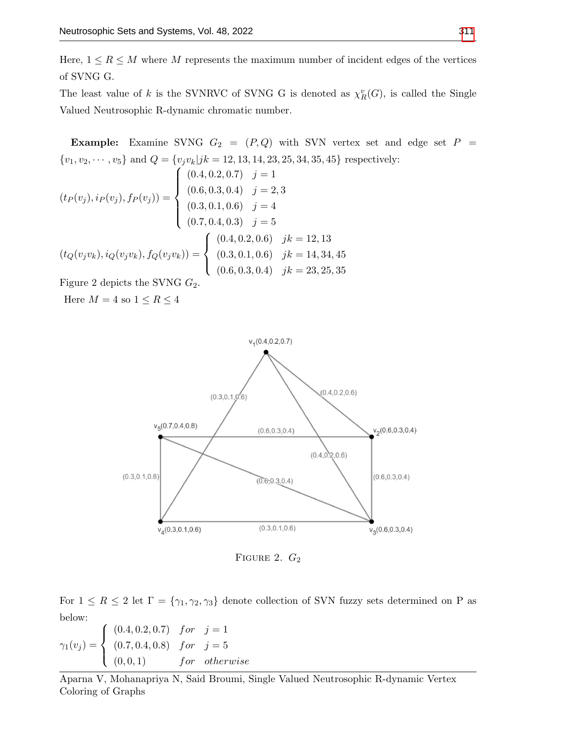Here, $1 \leq R \leq M$ where $M$ represents the maximum number of incident edges of the vertices of SVNG G.

The least value of $k$ is the SVNRVC of SVNG G is denoted as $\chi^v_R(G)$, is called the Single Valued Neutrosophic R-dynamic chromatic number.

**Example:** Examine SVNG $G_2 = (P, Q)$ with SVN vertex set and edge set $P = \{v_1, v_2, \cdots, v_5\}$ and $Q = \{v_j v_k | jk = 12, 13, 14, 23, 25, 34, 35, 45\}$ respectively:

$$(t_P(v_j), i_P(v_j), f_P(v_j)) = \begin{cases} (0.4, 0.2, 0.7) & j = 1 \\ (0.6, 0.3, 0.4) & j = 2, 3 \\ (0.3, 0.1, 0.6) & j = 4 \\ (0.7, 0.4, 0.3) & j = 5 \end{cases}$$

$$(t_Q(v_j v_k), i_Q(v_j v_k), f_Q(v_j v_k)) = \begin{cases} (0.4, 0.2, 0.6) & jk = 12, 13 \\ (0.3, 0.1, 0.6) & jk = 14, 34, 45 \\ (0.6, 0.3, 0.4) & jk = 23, 25, 35 \end{cases}$$

Figure 2 depicts the SVNG $G_2$.

Here $M = 4$ so $1 \leq R \leq 4$

FIGURE 2. $G_2$

For $1 \leq R \leq 2$ let $\Gamma = \{\gamma_1, \gamma_2, \gamma_3\}$ denote collection of SVN fuzzy sets determined on P as below:

$$\gamma_1(v_j) = \begin{cases} (0.4, 0.2, 0.7) & for \quad j = 1 \\ (0.7, 0.4, 0.8) & for \quad j = 5 \\ (0, 0, 1) & for \quad otherwise \end{cases}$$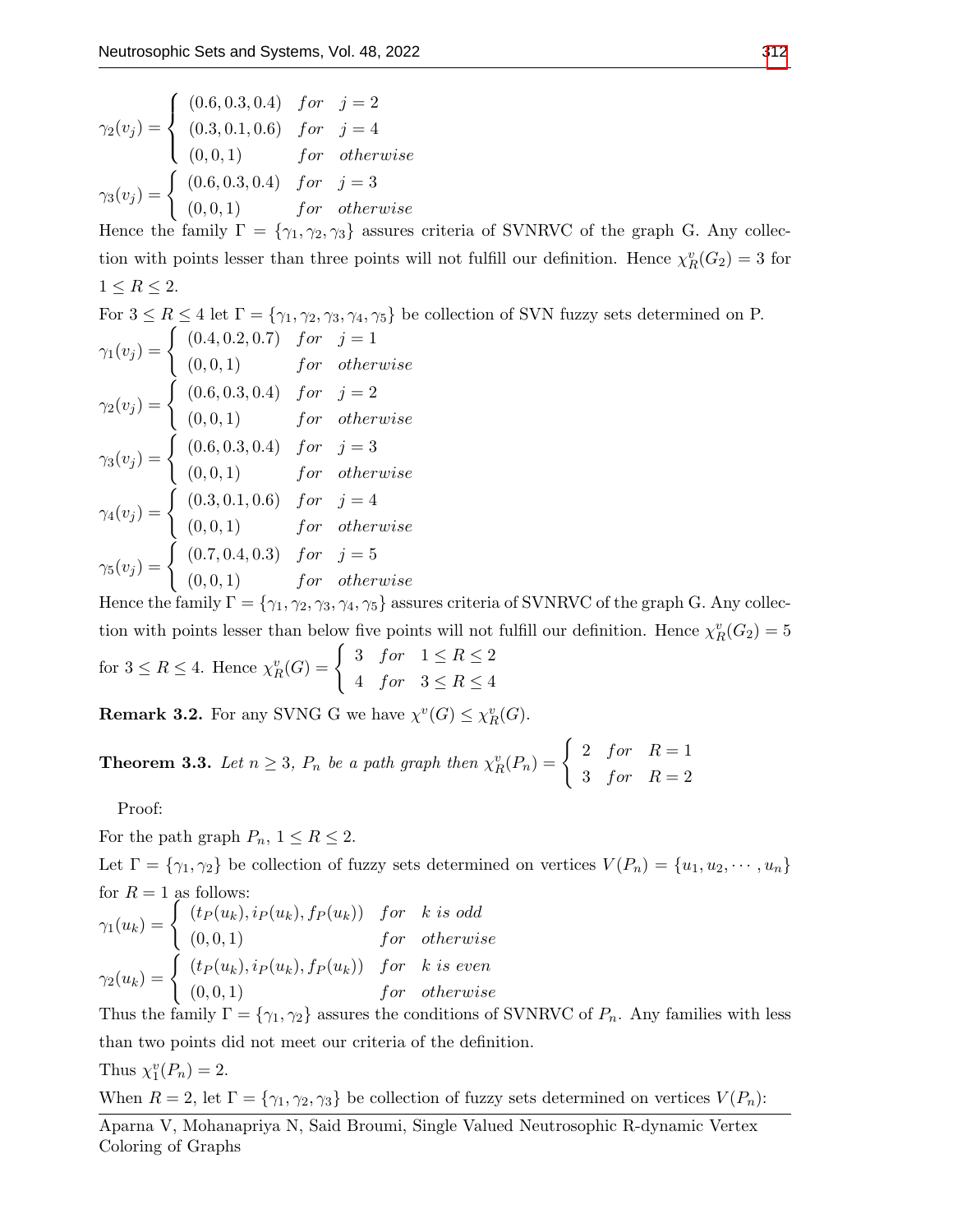$$\gamma_2(v_j) = \begin{cases} (0.6, 0.3, 0.4) & for \quad j = 2 \\ (0.3, 0.1, 0.6) & for \quad j = 4 \\ (0, 0, 1) & for \quad otherwise \end{cases}$$

$$\gamma_3(v_j) = \begin{cases} (0.6, 0.3, 0.4) & for \quad j = 3 \\ (0, 0, 1) & for \quad otherwise \end{cases}$$

Hence the family $\Gamma = \{\gamma_1, \gamma_2, \gamma_3\}$ assures criteria of SVNRVC of the graph G. Any collection with points lesser than three points will not fulfill our definition. Hence $\chi_R^v(G_2) = 3$ for $1 \leq R \leq 2$.

For $3 \leq R \leq 4$ let $\Gamma = \{\gamma_1, \gamma_2, \gamma_3, \gamma_4, \gamma_5\}$ be collection of SVN fuzzy sets determined on P.

$$\gamma_1(v_j) = \begin{cases} (0.4, 0.2, 0.7) & for \quad j = 1 \\ (0, 0, 1) & for \quad otherwise \end{cases}$$

$$\gamma_2(v_j) = \begin{cases} (0.6, 0.3, 0.4) & for \quad j = 2 \\ (0, 0, 1) & for \quad otherwise \end{cases}$$

$$\gamma_3(v_j) = \begin{cases} (0.6, 0.3, 0.4) & for \quad j = 3 \\ (0, 0, 1) & for \quad otherwise \end{cases}$$

$$\gamma_4(v_j) = \begin{cases} (0.3, 0.1, 0.6) & for \quad j = 4 \\ (0, 0, 1) & for \quad otherwise \end{cases}$$

$$\gamma_5(v_j) = \begin{cases} (0.7, 0.4, 0.3) & for \quad j = 5 \\ (0, 0, 1) & for \quad otherwise \end{cases}$$

Hence the family $\Gamma = \{\gamma_1, \gamma_2, \gamma_3, \gamma_4, \gamma_5\}$ assures criteria of SVNRVC of the graph G. Any collection with points lesser than below five points will not fulfill our definition. Hence $\chi_R^v(G_2) = 5$ for $3 \leq R \leq 4$. Hence $\chi_R^v(G) = \begin{cases} 3 & for \quad 1 \leq R \leq 2 \\ 4 & for \quad 3 \leq R \leq 4 \end{cases}$

**Remark 3.2.** For any SVNG G we have $\chi^v(G) \leq \chi_R^v(G)$.

**Theorem 3.3.** *Let $n \geq 3$, $P_n$ be a path graph then* $\chi_R^v(P_n) = \begin{cases} 2 & for \quad R = 1 \\ 3 & for \quad R = 2 \end{cases}$

Proof:

For the path graph $P_n$, $1 \leq R \leq 2$.

Let $\Gamma = \{\gamma_1, \gamma_2\}$ be collection of fuzzy sets determined on vertices $V(P_n) = \{u_1, u_2, \cdots, u_n\}$ for $R = 1$ as follows:

$$\gamma_1(u_k) = \begin{cases} (t_P(u_k), i_P(u_k), f_P(u_k)) & for \quad k \text{ is odd} \\ (0, 0, 1) & for \quad otherwise \end{cases}$$

$$\gamma_2(u_k) = \begin{cases} (t_P(u_k), i_P(u_k), f_P(u_k)) & for \quad k \text{ is even} \\ (0, 0, 1) & for \quad otherwise \end{cases}$$

Thus the family $\Gamma = \{\gamma_1, \gamma_2\}$ assures the conditions of SVNRVC of $P_n$. Any families with less than two points did not meet our criteria of the definition.

Thus $\chi_1^v(P_n) = 2$.

When $R = 2$, let $\Gamma = \{\gamma_1, \gamma_2, \gamma_3\}$ be collection of fuzzy sets determined on vertices $V(P_n)$: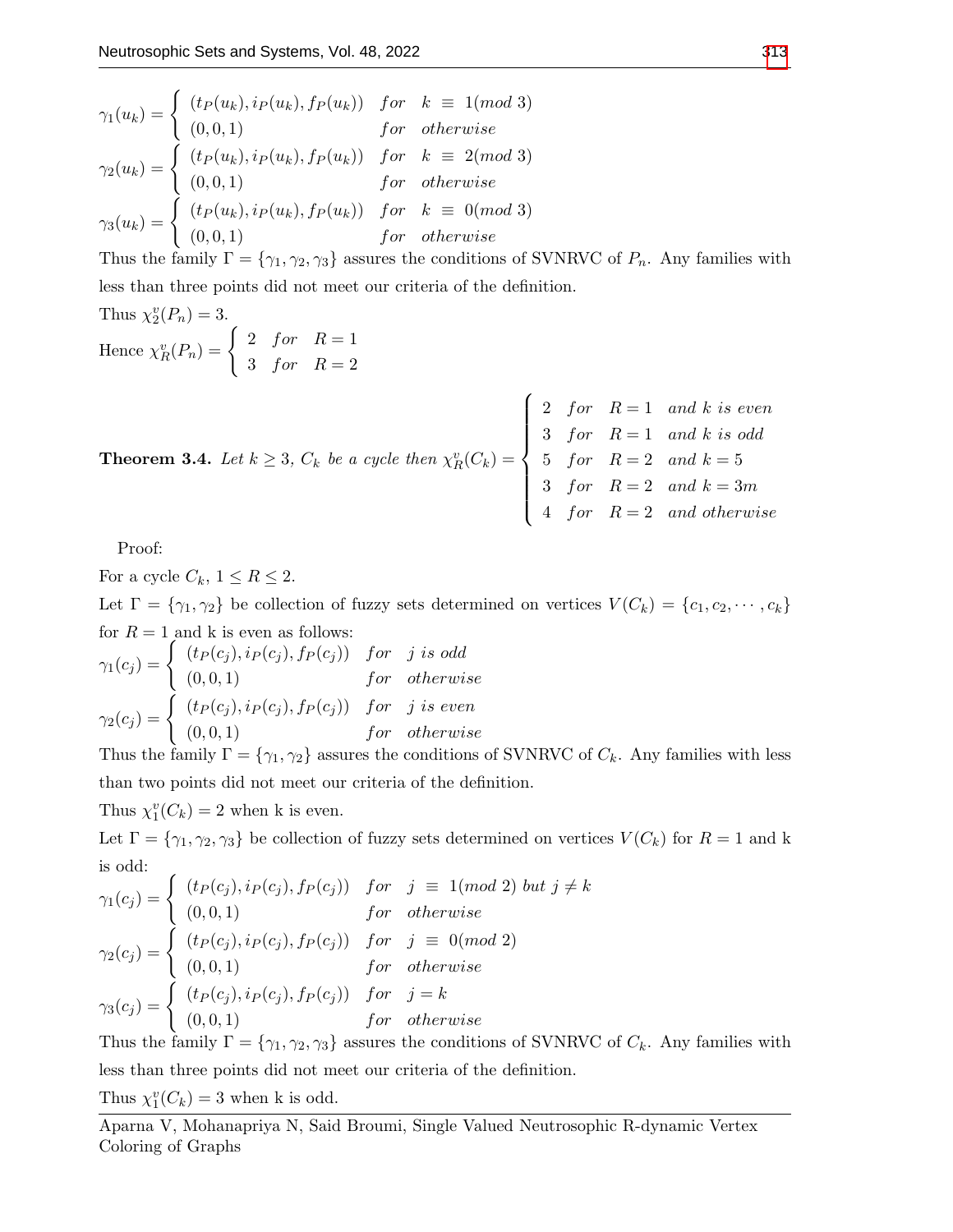$$\gamma_1(u_k) = \begin{cases} (t_P(u_k), i_P(u_k), f_P(u_k)) & for \quad k \equiv 1(mod\ 3) \\ (0,0,1) & for \quad otherwise \end{cases}$$

$$\gamma_2(u_k) = \begin{cases} (t_P(u_k), i_P(u_k), f_P(u_k)) & for \quad k \equiv 2(mod\ 3) \\ (0,0,1) & for \quad otherwise \end{cases}$$

$$\gamma_3(u_k) = \begin{cases} (t_P(u_k), i_P(u_k), f_P(u_k)) & for \quad k \equiv 0(mod\ 3) \\ (0,0,1) & for \quad otherwise \end{cases}$$

Thus the family $\Gamma = \{\gamma_1, \gamma_2, \gamma_3\}$ assures the conditions of SVNRVC of $P_n$. Any families with less than three points did not meet our criteria of the definition.

Thus $\chi_2^v(P_n) = 3$.

Hence $\chi_R^v(P_n) = \begin{cases} 2 & for \quad R = 1 \\ 3 & for \quad R = 2 \end{cases}$

**Theorem 3.4.** *Let $k \geq 3$, $C_k$ be a cycle then* $\chi_R^v(C_k) = \begin{cases} 2 & for \quad R = 1 \quad and\ k\ is\ even \\ 3 & for \quad R = 1 \quad and\ k\ is\ odd \\ 5 & for \quad R = 2 \quad and\ k = 5 \\ 3 & for \quad R = 2 \quad and\ k = 3m \\ 4 & for \quad R = 2 \quad and\ otherwise \end{cases}$

Proof:

For a cycle $C_k$, $1 \leq R \leq 2$.

Let $\Gamma = \{\gamma_1, \gamma_2\}$ be collection of fuzzy sets determined on vertices $V(C_k) = \{c_1, c_2, \cdots, c_k\}$ for $R = 1$ and k is even as follows:

$$\gamma_1(c_j) = \begin{cases} (t_P(c_j), i_P(c_j), f_P(c_j)) & for \quad j\ is\ odd \\ (0,0,1) & for \quad otherwise \end{cases}$$

$$\gamma_2(c_j) = \begin{cases} (t_P(c_j), i_P(c_j), f_P(c_j)) & for \quad j\ is\ even \\ (0,0,1) & for \quad otherwise \end{cases}$$

Thus the family $\Gamma = \{\gamma_1, \gamma_2\}$ assures the conditions of SVNRVC of $C_k$. Any families with less than two points did not meet our criteria of the definition.

Thus $\chi_1^v(C_k) = 2$ when k is even.

Let $\Gamma = \{\gamma_1, \gamma_2, \gamma_3\}$ be collection of fuzzy sets determined on vertices $V(C_k)$ for $R = 1$ and k is odd:

$$\gamma_1(c_j) = \begin{cases} (t_P(c_j), i_P(c_j), f_P(c_j)) & for \quad j \equiv 1(mod\ 2)\ but\ j \neq k \\ (0,0,1) & for \quad otherwise \end{cases}$$

$$\gamma_2(c_j) = \begin{cases} (t_P(c_j), i_P(c_j), f_P(c_j)) & for \quad j \equiv 0(mod\ 2) \\ (0,0,1) & for \quad otherwise \end{cases}$$

$$\gamma_3(c_j) = \begin{cases} (t_P(c_j), i_P(c_j), f_P(c_j)) & for \quad j = k \\ (0,0,1) & for \quad otherwise \end{cases}$$

Thus the family $\Gamma = \{\gamma_1, \gamma_2, \gamma_3\}$ assures the conditions of SVNRVC of $C_k$. Any families with less than three points did not meet our criteria of the definition.

Thus $\chi_1^v(C_k) = 3$ when k is odd.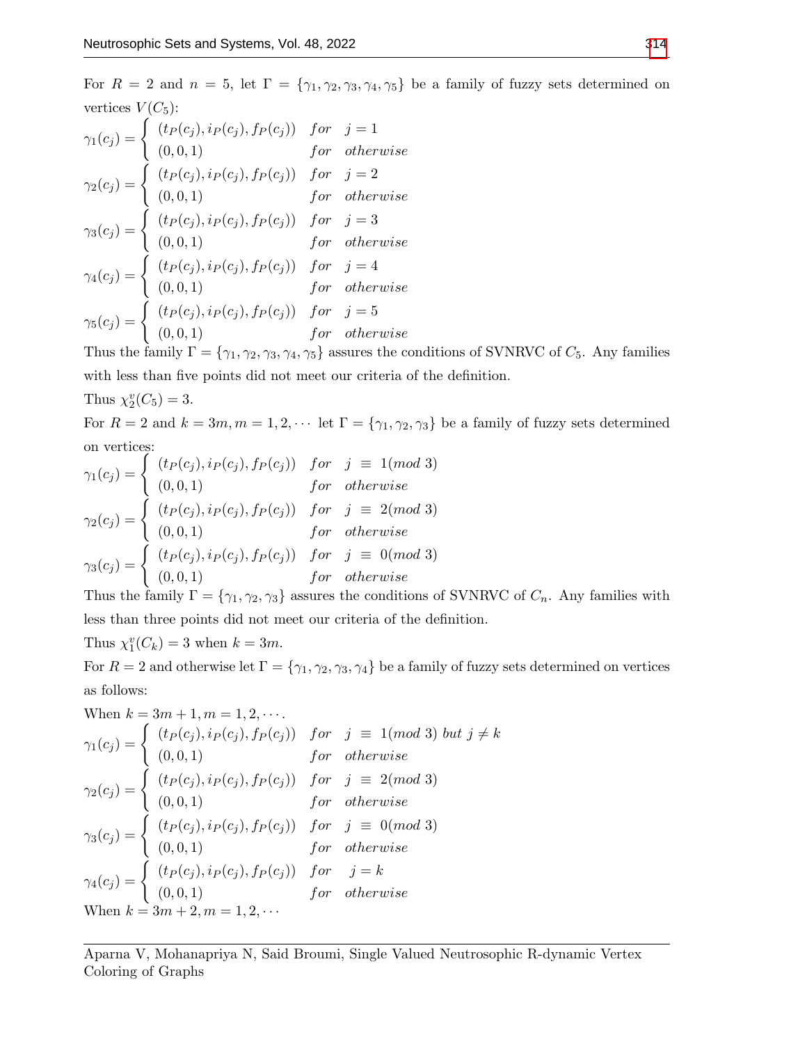For $R = 2$ and $n = 5$, let $\Gamma = \{\gamma_1, \gamma_2, \gamma_3, \gamma_4, \gamma_5\}$ be a family of fuzzy sets determined on vertices $V(C_5)$:

$$\gamma_1(c_j) = \begin{cases} (t_P(c_j), i_P(c_j), f_P(c_j)) & for \quad j = 1 \\ (0, 0, 1) & for \quad otherwise \end{cases}$$

$$\gamma_2(c_j) = \begin{cases} (t_P(c_j), i_P(c_j), f_P(c_j)) & for \quad j = 2 \\ (0, 0, 1) & for \quad otherwise \end{cases}$$

$$\gamma_3(c_j) = \begin{cases} (t_P(c_j), i_P(c_j), f_P(c_j)) & for \quad j = 3 \\ (0, 0, 1) & for \quad otherwise \end{cases}$$

$$\gamma_4(c_j) = \begin{cases} (t_P(c_j), i_P(c_j), f_P(c_j)) & for \quad j = 4 \\ (0, 0, 1) & for \quad otherwise \end{cases}$$

$$\gamma_5(c_j) = \begin{cases} (t_P(c_j), i_P(c_j), f_P(c_j)) & for \quad j = 5 \\ (0, 0, 1) & for \quad otherwise \end{cases}$$

Thus the family $\Gamma = \{\gamma_1, \gamma_2, \gamma_3, \gamma_4, \gamma_5\}$ assures the conditions of SVNRVC of $C_5$. Any families with less than five points did not meet our criteria of the definition.

Thus $\chi_2^v(C_5) = 3$.

For $R = 2$ and $k = 3m, m = 1, 2, \cdots$ let $\Gamma = \{\gamma_1, \gamma_2, \gamma_3\}$ be a family of fuzzy sets determined on vertices:

$$\gamma_1(c_j) = \begin{cases} (t_P(c_j), i_P(c_j), f_P(c_j)) & for \quad j \equiv 1(mod\ 3) \\ (0, 0, 1) & for \quad otherwise \end{cases}$$

$$\gamma_2(c_j) = \begin{cases} (t_P(c_j), i_P(c_j), f_P(c_j)) & for \quad j \equiv 2(mod\ 3) \\ (0, 0, 1) & for \quad otherwise \end{cases}$$

$$\gamma_3(c_j) = \begin{cases} (t_P(c_j), i_P(c_j), f_P(c_j)) & for \quad j \equiv 0(mod\ 3) \\ (0, 0, 1) & for \quad otherwise \end{cases}$$

Thus the family $\Gamma = \{\gamma_1, \gamma_2, \gamma_3\}$ assures the conditions of SVNRVC of $C_n$. Any families with less than three points did not meet our criteria of the definition.

Thus $\chi_1^v(C_k) = 3$ when $k = 3m$.

For $R = 2$ and otherwise let $\Gamma = \{\gamma_1, \gamma_2, \gamma_3, \gamma_4\}$ be a family of fuzzy sets determined on vertices as follows:

When $k = 3m + 1, m = 1, 2, \cdots$.

$$\gamma_1(c_j) = \begin{cases} (t_P(c_j), i_P(c_j), f_P(c_j)) & for \quad j \equiv 1(mod\ 3) \ but \ j \neq k \\ (0, 0, 1) & for \quad otherwise \end{cases}$$

$$\gamma_2(c_j) = \begin{cases} (t_P(c_j), i_P(c_j), f_P(c_j)) & for \quad j \equiv 2(mod\ 3) \\ (0, 0, 1) & for \quad otherwise \end{cases}$$

$$\gamma_3(c_j) = \begin{cases} (t_P(c_j), i_P(c_j), f_P(c_j)) & for \quad j \equiv 0(mod\ 3) \\ (0, 0, 1) & for \quad otherwise \end{cases}$$

$$\gamma_4(c_j) = \begin{cases} (t_P(c_j), i_P(c_j), f_P(c_j)) & for \quad j = k \\ (0, 0, 1) & for \quad otherwise \end{cases}$$

When $k = 3m + 2, m = 1, 2, \cdots$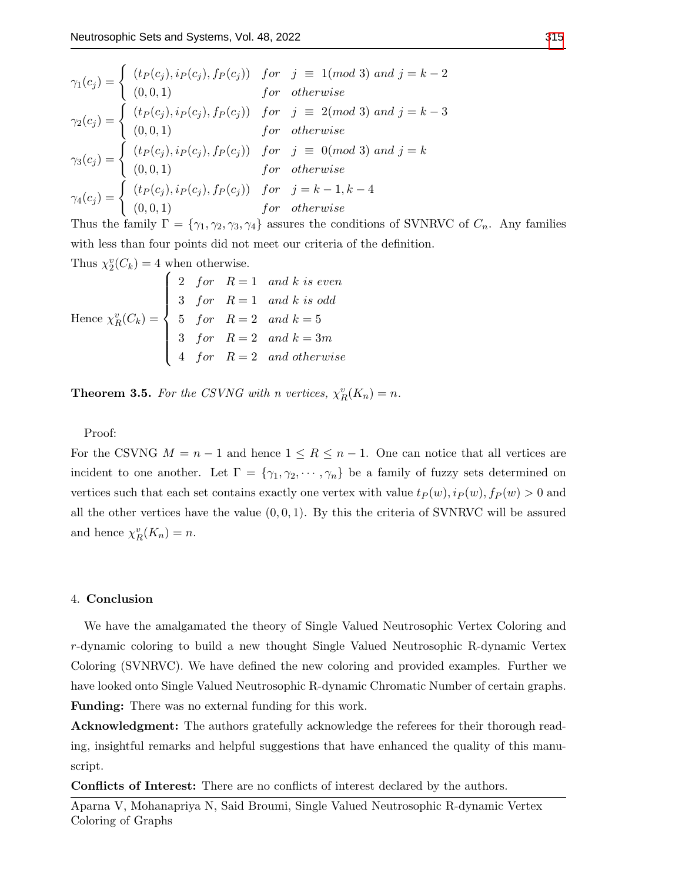$$\gamma_1(c_j) = \begin{cases} (t_P(c_j), i_P(c_j), f_P(c_j)) & for \quad j \equiv 1(mod\ 3) \ and \ j = k-2 \\ (0,0,1) & for \quad otherwise \end{cases}$$

$$\gamma_2(c_j) = \begin{cases} (t_P(c_j), i_P(c_j), f_P(c_j)) & for \quad j \equiv 2(mod\ 3) \ and \ j = k-3 \\ (0,0,1) & for \quad otherwise \end{cases}$$

$$\gamma_3(c_j) = \begin{cases} (t_P(c_j), i_P(c_j), f_P(c_j)) & for \quad j \equiv 0(mod\ 3) \ and \ j = k \\ (0,0,1) & for \quad otherwise \end{cases}$$

$$\gamma_4(c_j) = \begin{cases} (t_P(c_j), i_P(c_j), f_P(c_j)) & for \quad j = k-1, k-4 \\ (0,0,1) & for \quad otherwise \end{cases}$$

Thus the family $\Gamma = \{\gamma_1, \gamma_2, \gamma_3, \gamma_4\}$ assures the conditions of SVNRVC of $C_n$. Any families with less than four points did not meet our criteria of the definition.

Thus $\chi_2^v(C_k) = 4$ when otherwise.

$$\text{Hence } \chi_R^v(C_k) = \begin{cases} 2 & for \quad R = 1 \quad and\ k\ is\ even \\ 3 & for \quad R = 1 \quad and\ k\ is\ odd \\ 5 & for \quad R = 2 \quad and\ k = 5 \\ 3 & for \quad R = 2 \quad and\ k = 3m \\ 4 & for \quad R = 2 \quad and\ otherwise \end{cases}$$

**Theorem 3.5.** *For the CSVNG with n vertices, $\chi_R^v(K_n) = n$.*

Proof:

For the CSVNG $M = n-1$ and hence $1 \leq R \leq n-1$. One can notice that all vertices are incident to one another. Let $\Gamma = \{\gamma_1, \gamma_2, \cdots, \gamma_n\}$ be a family of fuzzy sets determined on vertices such that each set contains exactly one vertex with value $t_P(w), i_P(w), f_P(w) > 0$ and all the other vertices have the value $(0,0,1)$. By this the criteria of SVNRVC will be assured and hence $\chi_R^v(K_n) = n$.

## 4. Conclusion

We have the amalgamated the theory of Single Valued Neutrosophic Vertex Coloring and $r$-dynamic coloring to build a new thought Single Valued Neutrosophic R-dynamic Vertex Coloring (SVNRVC). We have defined the new coloring and provided examples. Further we have looked onto Single Valued Neutrosophic R-dynamic Chromatic Number of certain graphs.

**Funding:** There was no external funding for this work.

**Acknowledgment:** The authors gratefully acknowledge the referees for their thorough reading, insightful remarks and helpful suggestions that have enhanced the quality of this manuscript.

**Conflicts of Interest:** There are no conflicts of interest declared by the authors.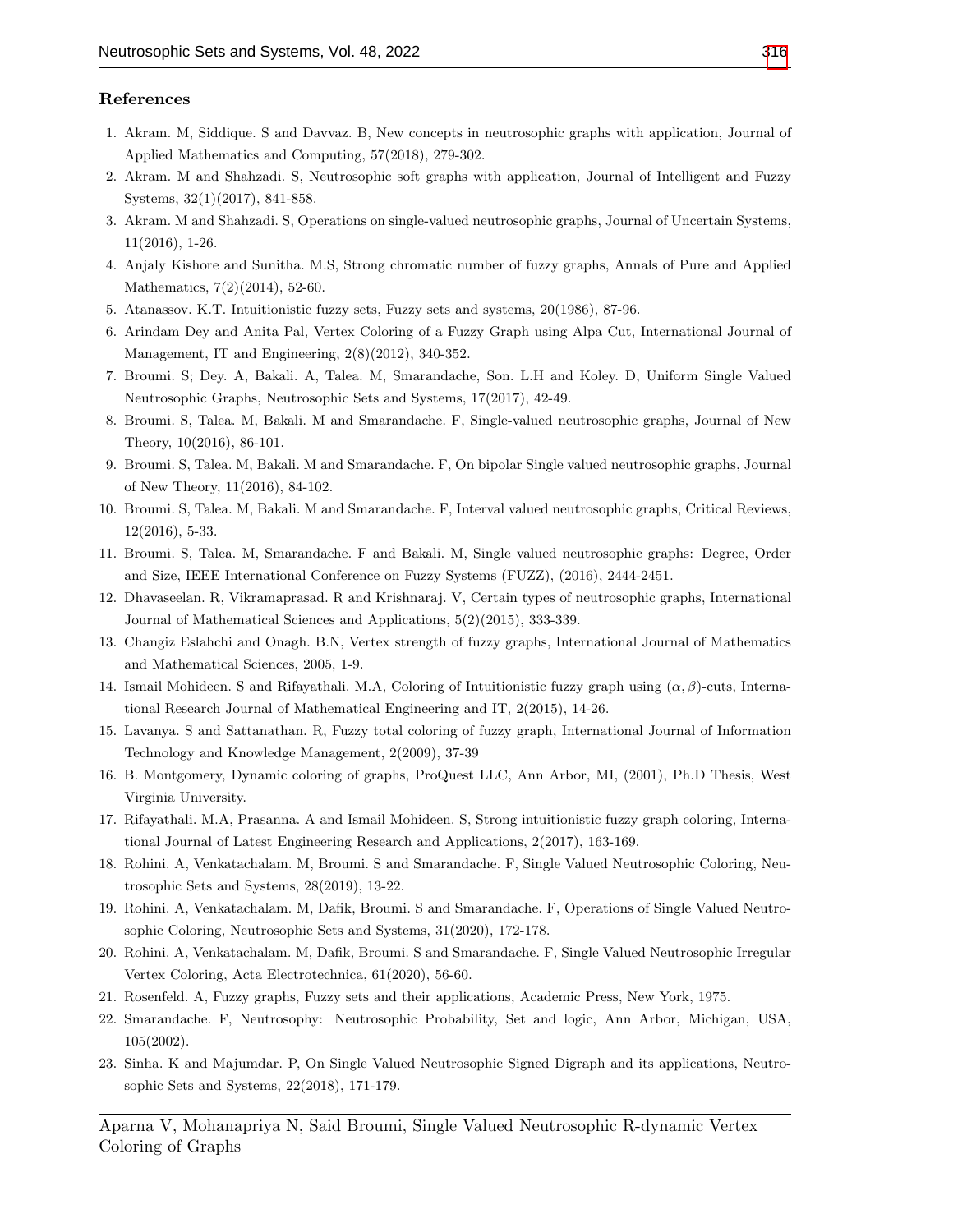## References

1. Akram. M, Siddique. S and Davvaz. B, New concepts in neutrosophic graphs with application, Journal of Applied Mathematics and Computing, 57(2018), 279-302.
2. Akram. M and Shahzadi. S, Neutrosophic soft graphs with application, Journal of Intelligent and Fuzzy Systems, 32(1)(2017), 841-858.
3. Akram. M and Shahzadi. S, Operations on single-valued neutrosophic graphs, Journal of Uncertain Systems, 11(2016), 1-26.
4. Anjaly Kishore and Sunitha. M.S, Strong chromatic number of fuzzy graphs, Annals of Pure and Applied Mathematics, 7(2)(2014), 52-60.
5. Atanassov. K.T. Intuitionistic fuzzy sets, Fuzzy sets and systems, 20(1986), 87-96.
6. Arindam Dey and Anita Pal, Vertex Coloring of a Fuzzy Graph using Alpa Cut, International Journal of Management, IT and Engineering, 2(8)(2012), 340-352.
7. Broumi. S; Dey. A, Bakali. A, Talea. M, Smarandache, Son. L.H and Koley. D, Uniform Single Valued Neutrosophic Graphs, Neutrosophic Sets and Systems, 17(2017), 42-49.
8. Broumi. S, Talea. M, Bakali. M and Smarandache. F, Single-valued neutrosophic graphs, Journal of New Theory, 10(2016), 86-101.
9. Broumi. S, Talea. M, Bakali. M and Smarandache. F, On bipolar Single valued neutrosophic graphs, Journal of New Theory, 11(2016), 84-102.
10. Broumi. S, Talea. M, Bakali. M and Smarandache. F, Interval valued neutrosophic graphs, Critical Reviews, 12(2016), 5-33.
11. Broumi. S, Talea. M, Smarandache. F and Bakali. M, Single valued neutrosophic graphs: Degree, Order and Size, IEEE International Conference on Fuzzy Systems (FUZZ), (2016), 2444-2451.
12. Dhavaseelan. R, Vikramaprasad. R and Krishnaraj. V, Certain types of neutrosophic graphs, International Journal of Mathematical Sciences and Applications, 5(2)(2015), 333-339.
13. Changiz Eslahchi and Onagh. B.N, Vertex strength of fuzzy graphs, International Journal of Mathematics and Mathematical Sciences, 2005, 1-9.
14. Ismail Mohideen. S and Rifayathali. M.A, Coloring of Intuitionistic fuzzy graph using $(\alpha, \beta)$-cuts, International Research Journal of Mathematical Engineering and IT, 2(2015), 14-26.
15. Lavanya. S and Sattanathan. R, Fuzzy total coloring of fuzzy graph, International Journal of Information Technology and Knowledge Management, 2(2009), 37-39
16. B. Montgomery, Dynamic coloring of graphs, ProQuest LLC, Ann Arbor, MI, (2001), Ph.D Thesis, West Virginia University.
17. Rifayathali. M.A, Prasanna. A and Ismail Mohideen. S, Strong intuitionistic fuzzy graph coloring, International Journal of Latest Engineering Research and Applications, 2(2017), 163-169.
18. Rohini. A, Venkatachalam. M, Broumi. S and Smarandache. F, Single Valued Neutrosophic Coloring, Neutrosophic Sets and Systems, 28(2019), 13-22.
19. Rohini. A, Venkatachalam. M, Dafik, Broumi. S and Smarandache. F, Operations of Single Valued Neutrosophic Coloring, Neutrosophic Sets and Systems, 31(2020), 172-178.
20. Rohini. A, Venkatachalam. M, Dafik, Broumi. S and Smarandache. F, Single Valued Neutrosophic Irregular Vertex Coloring, Acta Electrotechnica, 61(2020), 56-60.
21. Rosenfeld. A, Fuzzy graphs, Fuzzy sets and their applications, Academic Press, New York, 1975.
22. Smarandache. F, Neutrosophy: Neutrosophic Probability, Set and logic, Ann Arbor, Michigan, USA, 105(2002).
23. Sinha. K and Majumdar. P, On Single Valued Neutrosophic Signed Digraph and its applications, Neutrosophic Sets and Systems, 22(2018), 171-179.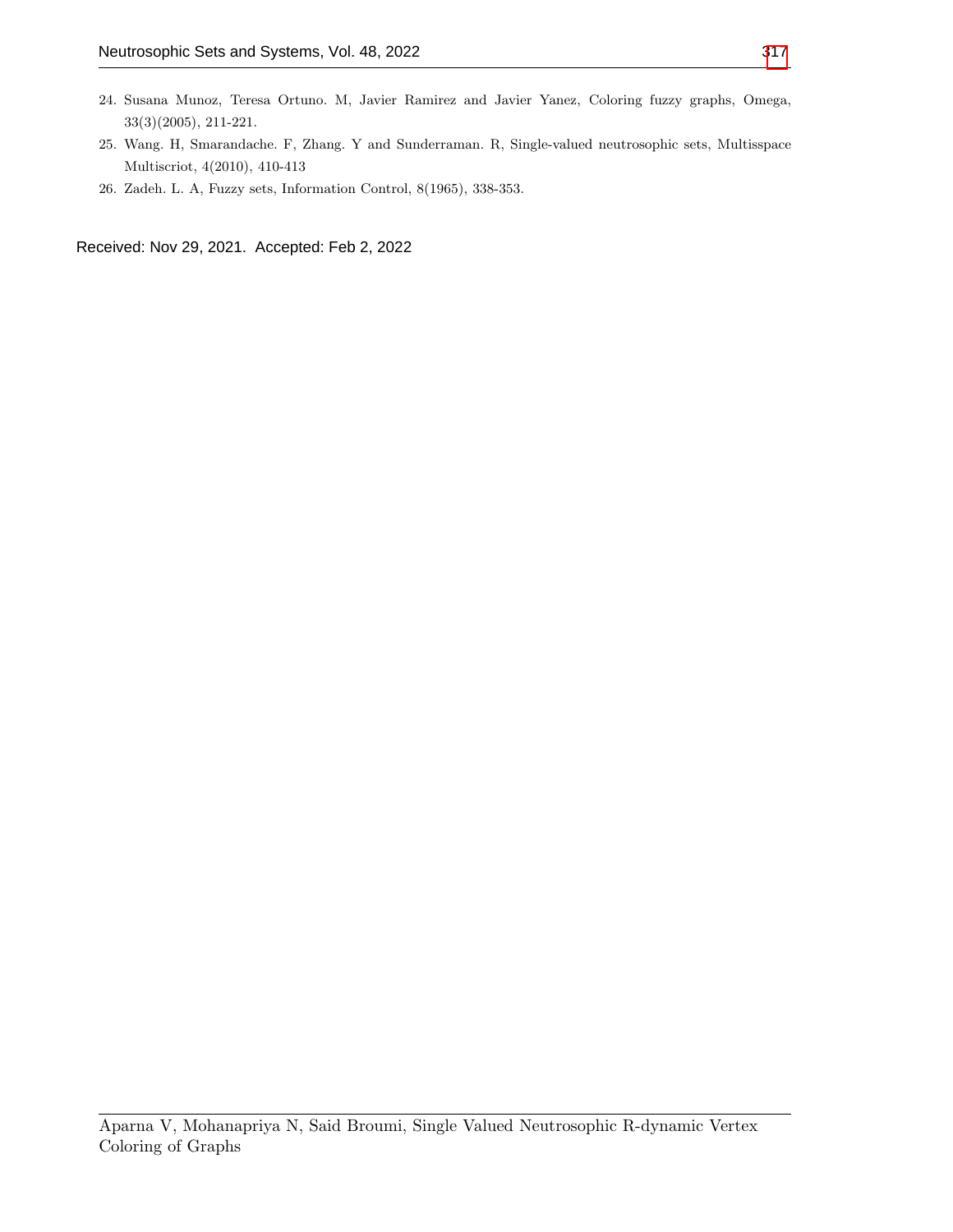24. Susana Munoz, Teresa Ortuno. M, Javier Ramirez and Javier Yanez, Coloring fuzzy graphs, Omega, 33(3)(2005), 211-221.
25. Wang. H, Smarandache. F, Zhang. Y and Sunderraman. R, Single-valued neutrosophic sets, Multisspace Multiscriot, 4(2010), 410-413
26. Zadeh. L. A, Fuzzy sets, Information Control, 8(1965), 338-353.

Received: Nov 29, 2021. Accepted: Feb 2, 2022